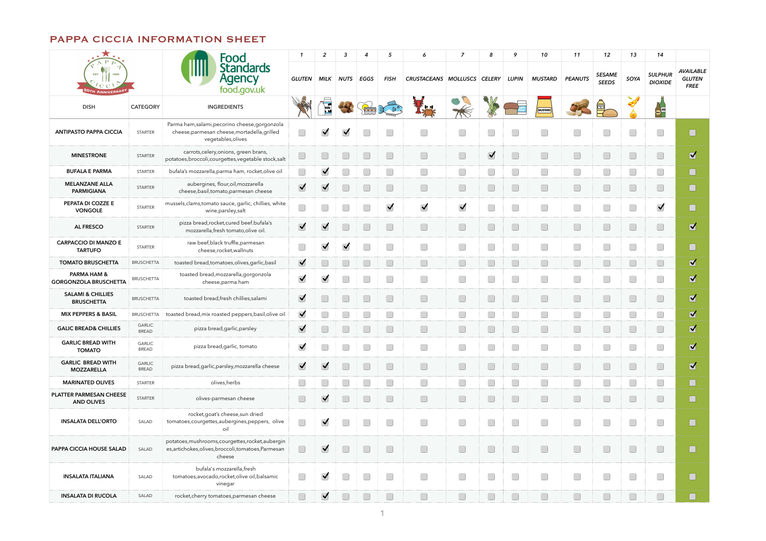## PAPPA CICCIA INFORMATION SHEET

| DISH | CATEGORY | INGREDIENTS | 1 GLUTEN | 2 MILK | 3 NUTS | 4 EGGS | 5 FISH | 6 CRUSTACEANS | 7 MOLLUSCS | 8 CELERY | 9 LUPIN | 10 MUSTARD | 11 PEANUTS | 12 SESAME SEEDS | 13 SOYA | 14 SULPHUR DIOXIDE | AVAILABLE GLUTEN FREE |
|---|---|---|---|---|---|---|---|---|---|---|---|---|---|---|---|---|---|
| ANTIPASTO PAPPA CICCIA | STARTER | Parma ham,salami,pecorino cheese,gorgonzola cheese,parmesan cheese,mortadella,grilled vegetables,olives | | ✔ | ✔ | | | | | | | | | | | | |
| MINESTRONE | STARTER | carrots,celery,onions, green brans, potatoes,broccoli,courgettes,vegetable stock,salt | | | | | | | | ✔ | | | | | | | ✔ |
| BUFALA E PARMA | STARTER | bufala's mozzarella,parma ham, rocket,olive oil | | ✔ | | | | | | | | | | | | | |
| MELANZANE ALLA PARMIGIANA | STARTER | aubergines, flour,oil,mozzarella cheese,basil,tomato,parmesan cheese | ✔ | ✔ | | | | | | | | | | | | | |
| PEPATA DI COZZE E VONGOLE | STARTER | mussels,clams,tomato sauce, garlic, chillies, white wine,parsley,salt | | | | | ✔ | ✔ | ✔ | | | | | | | ✔ | |
| AL FRESCO | STARTER | pizza bread,rocket,cured beef.bufala's mozzarella,fresh tomato,olive oil. | ✔ | ✔ | | | | | | | | | | | | | ✔ |
| CARPACCIO DI MANZO E TARTUFO | STARTER | raw beef,black truffle,parmesan cheese,rocket,wallnuts | | ✔ | ✔ | | | | | | | | | | | | |
| TOMATO BRUSCHETTA | BRUSCHETTA | toasted bread,tomatoes,olives,garlic,basil | ✔ | | | | | | | | | | | | | | ✔ |
| PARMA HAM & GORGONZOLA BRUSCHETTA | BRUSCHETTA | toasted bread,mozzarella,gorgonzola cheese,parma ham | ✔ | ✔ | | | | | | | | | | | | | ✔ |
| SALAMI & CHILLIES BRUSCHETTA | BRUSCHETTA | toasted bread,fresh chillies,salami | ✔ | | | | | | | | | | | | | | ✔ |
| MIX PEPPERS & BASIL | BRUSCHETTA | toasted bread,mix roasted peppers,basil,olive oil | ✔ | | | | | | | | | | | | | | ✔ |
| GALIC BREAD& CHILLIES | GARLIC BREAD | pizza bread,garlic,parsley | ✔ | | | | | | | | | | | | | | ✔ |
| GARLIC BREAD WITH TOMATO | GARLIC BREAD | pizza bread,garlic, tomato | ✔ | | | | | | | | | | | | | | ✔ |
| GARLIC BREAD WITH MOZZARELLA | GARLIC BREAD | pizza bread,garlic,parsley,mozzarella cheese | ✔ | ✔ | | | | | | | | | | | | | ✔ |
| MARINATED OLIVES | STARTER | olives,herbs | | | | | | | | | | | | | | | |
| PLATTER PARMESAN CHEESE AND OLIVES | STARTER | olives-parmesan cheese | | ✔ | | | | | | | | | | | | | |
| INSALATA DELL'ORTO | SALAD | rocket,goat's cheese,sun dried tomatoes,courgettes,aubergines,peppers, olive oil | | ✔ | | | | | | | | | | | | | |
| PAPPA CICCIA HOUSE SALAD | SALAD | potatoes,mushrooms,courgettes,rocket,aubergines,artichokes,olives,broccoli,tomatoes,Parmesan cheese | | ✔ | | | | | | | | | | | | | |
| INSALATA ITALIANA | SALAD | bufala's mozzarella,fresh tomatoes,avocado,rocket,olive oil,balsamic vinegar | | ✔ | | | | | | | | | | | | | |
| INSALATA DI RUCOLA | SALAD | rocket,cherry tomatoes,parmesan cheese | | ✔ | | | | | | | | | | | | | |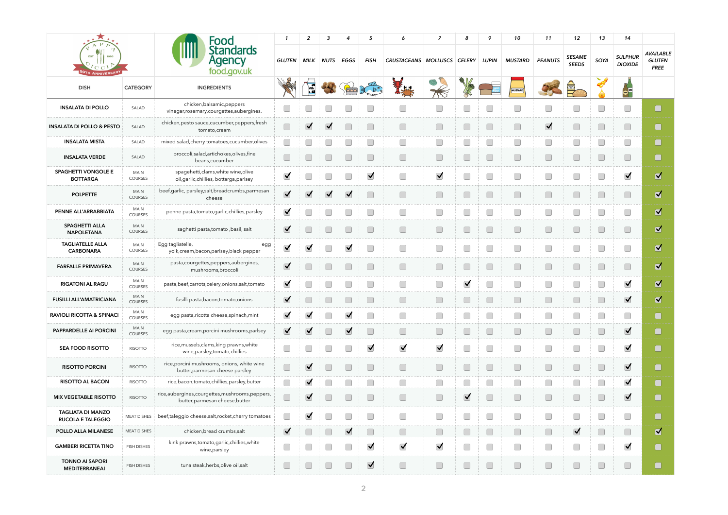| DISH | CATEGORY | INGREDIENTS | 1 GLUTEN | 2 MILK | 3 NUTS | 4 EGGS | 5 FISH | 6 CRUSTACEANS | 7 MOLLUSCS | 8 CELERY | 9 LUPIN | 10 MUSTARD | 11 PEANUTS | 12 SESAME SEEDS | 13 SOYA | 14 SULPHUR DIOXIDE | AVAILABLE GLUTEN FREE |
|---|---|---|---|---|---|---|---|---|---|---|---|---|---|---|---|---|---|
| INSALATA DI POLLO | SALAD | chicken,balsamic,peppers vinegar,rosemary,courgettes,aubergines. | | | | | | | | | | | | | | | |
| INSALATA DI POLLO & PESTO | SALAD | chicken,pesto sauce,cucumber,peppers,fresh tomato,cream | | ✔ | ✔ | | | | | | | | ✔ | | | | |
| INSALATA MISTA | SALAD | mixed salad,cherry tomatoes,cucumber,olives | | | | | | | | | | | | | | | |
| INSALATA VERDE | SALAD | broccoli,salad,artichokes,olives,fine beans,cucumber | | | | | | | | | | | | | | | |
| SPAGHETTI VONGOLE E BOTTARGA | MAIN COURSES | spaghetti,clams,white wine,olive oil,garlic,chillies, bottarga,parlsey | ✔ | | | | ✔ | | ✔ | | | | | | | ✔ | ✔ |
| POLPETTE | MAIN COURSES | beef,garlic, parsley,salt,breadcrumbs,parmesan cheese | ✔ | ✔ | ✔ | ✔ | | | | | | | | | | | ✔ |
| PENNE ALL'ARRABBIATA | MAIN COURSES | penne pasta,tomato,garlic,chillies,parsley | ✔ | | | | | | | | | | | | | | ✔ |
| SPAGHETTI ALLA NAPOLETANA | MAIN COURSES | saghetti pasta,tomato ,basil, salt | ✔ | | | | | | | | | | | | | | ✔ |
| TAGLIATELLE ALLA CARBONARA | MAIN COURSES | Egg tagliatelle, egg yolk,cream,bacon,parlsey,black pepper | ✔ | ✔ | | ✔ | | | | | | | | | | | ✔ |
| FARFALLE PRIMAVERA | MAIN COURSES | pasta,courgettes,peppers,aubergines, mushrooms,broccoli | ✔ | | | | | | | | | | | | | | ✔ |
| RIGATONI AL RAGU | MAIN COURSES | pasta,beef,carrots,celery,onions,salt,tomato | ✔ | | | | | | | ✔ | | | | | | ✔ | ✔ |
| FUSILLI ALL'AMATRICIANA | MAIN COURSES | fusilli pasta,bacon,tomato,onions | ✔ | | | | | | | | | | | | | ✔ | ✔ |
| RAVIOLI RICOTTA & SPINACI | MAIN COURSES | egg pasta,ricotta cheese,spinach,mint | ✔ | ✔ | | ✔ | | | | | | | | | | | |
| PAPPARDELLE AI PORCINI | MAIN COURSES | egg pasta,cream,porcini mushrooms,parlsey | ✔ | ✔ | | ✔ | | | | | | | | | | ✔ | |
| SEA FOOD RISOTTO | RISOTTO | rice,mussels,clams,king prawns,white wine,parsley,tomato,chillies | | | | | ✔ | ✔ | ✔ | | | | | | | ✔ | |
| RISOTTO PORCINI | RISOTTO | rice,porcini mushrooms, onions, white wine butter,parmesan cheese parsley | | ✔ | | | | | | | | | | | | ✔ | |
| RISOTTO AL BACON | RISOTTO | rice,bacon,tomato,chillies,parsley,butter | | ✔ | | | | | | | | | | | | ✔ | |
| MIX VEGETABLE RISOTTO | RISOTTO | rice,aubergines,courgettes,mushrooms,peppers, butter,parmesan cheese,butter | | ✔ | | | | | | ✔ | | | | | | ✔ | |
| TAGLIATA DI MANZO RUCOLA E TALEGGIO | MEAT DISHES | beef,taleggio cheese,salt,rocket,cherry tomatoes | | ✔ | | | | | | | | | | | | | |
| POLLO ALLA MILANESE | MEAT DISHES | chicken,bread crumbs,salt | ✔ | | | ✔ | | | | | | | | ✔ | | | ✔ |
| GAMBERI RICETTA TINO | FISH DISHES | kink prawns,tomato,garlic,chillies,white wine,parsley | | | | | ✔ | ✔ | ✔ | | | | | | | ✔ | |
| TONNO AI SAPORI MEDITERRANEAI | FISH DISHES | tuna steak,herbs,olive oil,salt | | | | | ✔ | | | | | | | | | | |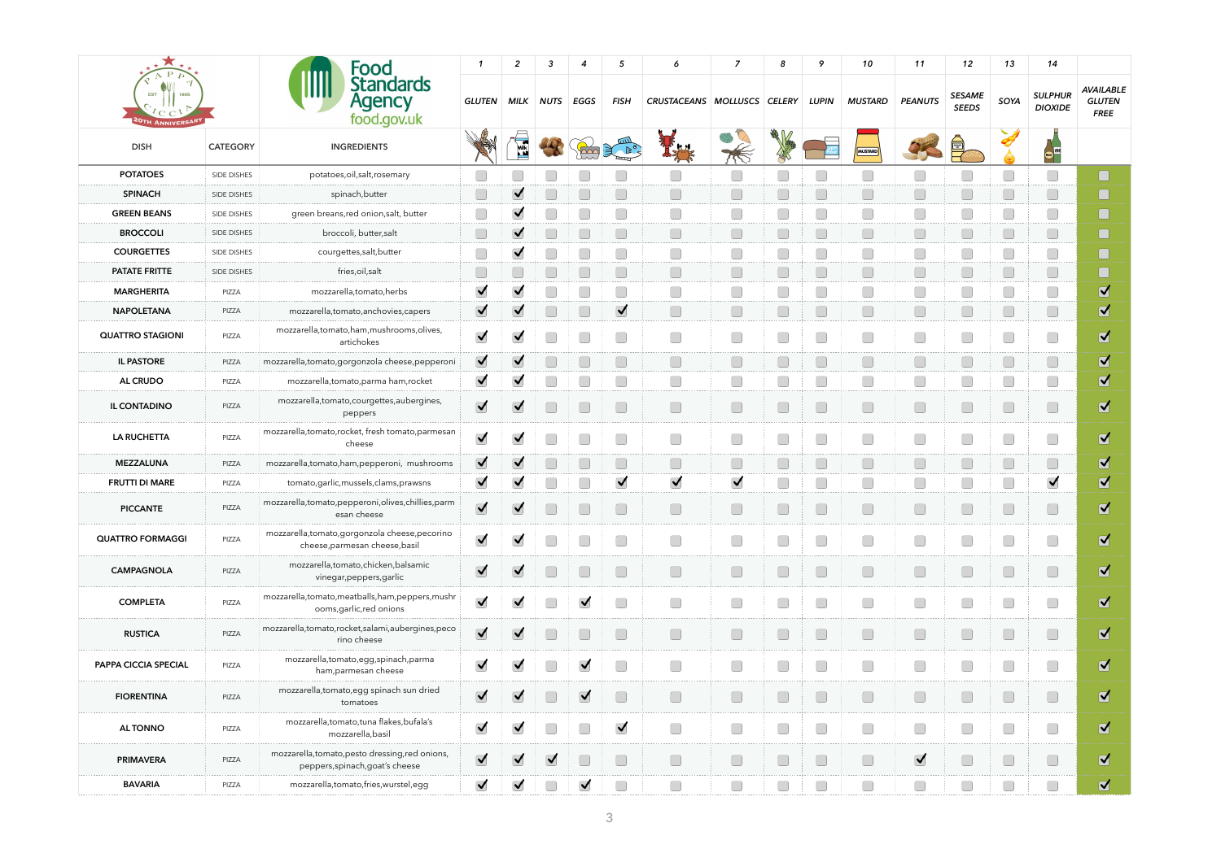| DISH | CATEGORY | INGREDIENTS | 1 GLUTEN | 2 MILK | 3 NUTS | 4 EGGS | 5 FISH | 6 CRUSTACEANS | 7 MOLLUSCS | 8 CELERY | 9 LUPIN | 10 MUSTARD | 11 PEANUTS | 12 SESAME SEEDS | 13 SOYA | 14 SULPHUR DIOXIDE | AVAILABLE GLUTEN FREE |
|---|---|---|---|---|---|---|---|---|---|---|---|---|---|---|---|---|---|
| **POTATOES** | SIDE DISHES | potatoes,oil,salt,rosemary | | | | | | | | | | | | | | | |
| **SPINACH** | SIDE DISHES | spinach,butter | | ✔ | | | | | | | | | | | | | |
| **GREEN BEANS** | SIDE DISHES | green breans,red onion,salt, butter | | ✔ | | | | | | | | | | | | | |
| **BROCCOLI** | SIDE DISHES | broccoli, butter,salt | | ✔ | | | | | | | | | | | | | |
| **COURGETTES** | SIDE DISHES | courgettes,salt,butter | | ✔ | | | | | | | | | | | | | |
| **PATATE FRITTE** | SIDE DISHES | fries,oil,salt | | | | | | | | | | | | | | | |
| **MARGHERITA** | PIZZA | mozzarella,tomato,herbs | ✔ | ✔ | | | | | | | | | | | | | ✔ |
| **NAPOLETANA** | PIZZA | mozzarella,tomato,anchovies,capers | ✔ | ✔ | | | ✔ | | | | | | | | | | ✔ |
| **QUATTRO STAGIONI** | PIZZA | mozzarella,tomato,ham,mushrooms,olives, artichokes | ✔ | ✔ | | | | | | | | | | | | | ✔ |
| **IL PASTORE** | PIZZA | mozzarella,tomato,gorgonzola cheese,pepperoni | ✔ | ✔ | | | | | | | | | | | | | ✔ |
| **AL CRUDO** | PIZZA | mozzarella,tomato,parma ham,rocket | ✔ | ✔ | | | | | | | | | | | | | ✔ |
| **IL CONTADINO** | PIZZA | mozzarella,tomato,courgettes,aubergines, peppers | ✔ | ✔ | | | | | | | | | | | | | ✔ |
| **LA RUCHETTA** | PIZZA | mozzarella,tomato,rocket, fresh tomato,parmesan cheese | ✔ | ✔ | | | | | | | | | | | | | ✔ |
| **MEZZALUNA** | PIZZA | mozzarella,tomato,ham,pepperoni, mushrooms | ✔ | ✔ | | | | | | | | | | | | | ✔ |
| **FRUTTI DI MARE** | PIZZA | tomato,garlic,mussels,clams,prawsns | ✔ | ✔ | | | ✔ | ✔ | ✔ | | | | | | | ✔ | ✔ |
| **PICCANTE** | PIZZA | mozzarella,tomato,pepperoni,olives,chillies,parmesan cheese | ✔ | ✔ | | | | | | | | | | | | | ✔ |
| **QUATTRO FORMAGGI** | PIZZA | mozzarella,tomato,gorgonzola cheese,pecorino cheese,parmesan cheese,basil | ✔ | ✔ | | | | | | | | | | | | | ✔ |
| **CAMPAGNOLA** | PIZZA | mozzarella,tomato,chicken,balsamic vinegar,peppers,garlic | ✔ | ✔ | | | | | | | | | | | | | ✔ |
| **COMPLETA** | PIZZA | mozzarella,tomato,meatballs,ham,peppers,mushrooms,garlic,red onions | ✔ | ✔ | | ✔ | | | | | | | | | | | ✔ |
| **RUSTICA** | PIZZA | mozzarella,tomato,rocket,salami,aubergines,pecorino cheese | ✔ | ✔ | | | | | | | | | | | | | ✔ |
| **PAPPA CICCIA SPECIAL** | PIZZA | mozzarella,tomato,egg,spinach,parma ham,parmesan cheese | ✔ | ✔ | | ✔ | | | | | | | | | | | ✔ |
| **FIORENTINA** | PIZZA | mozzarella,tomato,egg spinach sun dried tomatoes | ✔ | ✔ | | ✔ | | | | | | | | | | | ✔ |
| **AL TONNO** | PIZZA | mozzarella,tomato,tuna flakes,bufala's mozzarella,basil | ✔ | ✔ | | | ✔ | | | | | | | | | | ✔ |
| **PRIMAVERA** | PIZZA | mozzarella,tomato,pesto dressing,red onions, peppers,spinach,goat's cheese | ✔ | ✔ | ✔ | | | | | | | | ✔ | | | | ✔ |
| **BAVARIA** | PIZZA | mozzarella,tomato,fries,wurstel,egg | ✔ | ✔ | | ✔ | | | | | | | | | | | ✔ |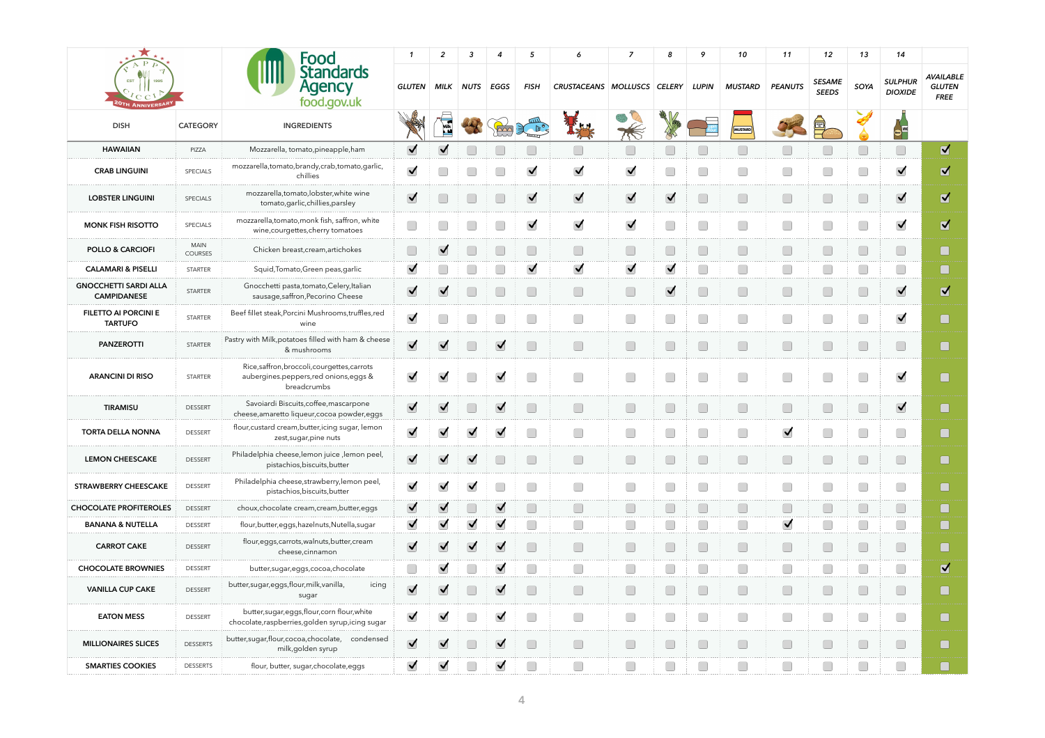PAPPA CICCIA EST 1995 20TH ANNIVERSARY

Food Standards Agency food.gov.uk

| DISH | CATEGORY | INGREDIENTS | 1 GLUTEN | 2 MILK | 3 NUTS | 4 EGGS | 5 FISH | 6 CRUSTACEANS | 7 MOLLUSCS | 8 CELERY | 9 LUPIN | 10 MUSTARD | 11 PEANUTS | 12 SESAME SEEDS | 13 SOYA | 14 SULPHUR DIOXIDE | AVAILABLE GLUTEN FREE |
|---|---|---|---|---|---|---|---|---|---|---|---|---|---|---|---|---|---|
| HAWAIIAN | PIZZA | Mozzarella, tomato,pineapple,ham | ✓ | ✓ | | | | | | | | | | | | | ✓ |
| CRAB LINGUINI | SPECIALS | mozzarella,tomato,brandy,crab,tomato,garlic, chillies | ✓ | | | | ✓ | ✓ | ✓ | | | | | | | ✓ | ✓ |
| LOBSTER LINGUINI | SPECIALS | mozzarella,tomato,lobster,white wine tomato,garlic,chillies,parsley | ✓ | | | | ✓ | ✓ | ✓ | ✓ | | | | | | ✓ | ✓ |
| MONK FISH RISOTTO | SPECIALS | mozzarella,tomato,monk fish, saffron, white wine,courgettes,cherry tomatoes | | | | | ✓ | ✓ | ✓ | | | | | | | ✓ | ✓ |
| POLLO & CARCIOFI | MAIN COURSES | Chicken breast,cream,artichokes | | ✓ | | | | | | | | | | | | | |
| CALAMARI & PISELLI | STARTER | Squid,Tomato,Green peas,garlic | ✓ | | | | ✓ | ✓ | ✓ | ✓ | | | | | | | |
| GNOCCHETTI SARDI ALLA CAMPIDANESE | STARTER | Gnocchetti pasta,tomato,Celery,Italian sausage,saffron,Pecorino Cheese | ✓ | ✓ | | | | | | ✓ | | | | | | ✓ | ✓ |
| FILETTO AI PORCINI E TARTUFO | STARTER | Beef fillet steak,Porcini Mushrooms,truffles,red wine | ✓ | | | | | | | | | | | | | ✓ | |
| PANZEROTTI | STARTER | Pastry with Milk,potatoes filled with ham & cheese & mushrooms | ✓ | ✓ | | ✓ | | | | | | | | | | | |
| ARANCINI DI RISO | STARTER | Rice,saffron,broccoli,courgettes,carrots aubergines.peppers,red onions,eggs & breadcrumbs | ✓ | ✓ | | ✓ | | | | | | | | | | ✓ | |
| TIRAMISU | DESSERT | Savoiardi Biscuits,coffee,mascarpone cheese,amaretto liqueur,cocoa powder,eggs | ✓ | ✓ | | ✓ | | | | | | | | | | ✓ | |
| TORTA DELLA NONNA | DESSERT | flour,custard cream,butter,icing sugar, lemon zest,sugar,pine nuts | ✓ | ✓ | ✓ | ✓ | | | | | | | ✓ | | | | |
| LEMON CHEESCAKE | DESSERT | Philadelphia cheese,lemon juice ,lemon peel, pistachios,biscuits,butter | ✓ | ✓ | ✓ | | | | | | | | | | | | |
| STRAWBERRY CHEESCAKE | DESSERT | Philadelphia cheese,strawberry,lemon peel, pistachios,biscuits,butter | ✓ | ✓ | ✓ | | | | | | | | | | | | |
| CHOCOLATE PROFITEROLES | DESSERT | choux,chocolate cream,cream,butter,eggs | ✓ | ✓ | | ✓ | | | | | | | | | | | |
| BANANA & NUTELLA | DESSERT | flour,butter,eggs,hazelnuts,Nutella,sugar | ✓ | ✓ | ✓ | ✓ | | | | | | | ✓ | | | | |
| CARROT CAKE | DESSERT | flour,eggs,carrots,walnuts,butter,cream cheese,cinnamon | ✓ | ✓ | ✓ | ✓ | | | | | | | | | | | |
| CHOCOLATE BROWNIES | DESSERT | butter,sugar,eggs,cocoa,chocolate | | ✓ | | ✓ | | | | | | | | | | | ✓ |
| VANILLA CUP CAKE | DESSERT | butter,sugar,eggs,flour,milk,vanilla, icing sugar | ✓ | ✓ | | ✓ | | | | | | | | | | | |
| EATON MESS | DESSERT | butter,sugar,eggs,flour,corn flour,white chocolate,raspberries,golden syrup,icing sugar | ✓ | ✓ | | ✓ | | | | | | | | | | | |
| MILLIONAIRES SLICES | DESSERTS | butter,sugar,flour,cocoa,chocolate, condensed milk,golden syrup | ✓ | ✓ | | ✓ | | | | | | | | | | | |
| SMARTIES COOKIES | DESSERTS | flour, butter, sugar,chocolate,eggs | ✓ | ✓ | | ✓ | | | | | | | | | | | |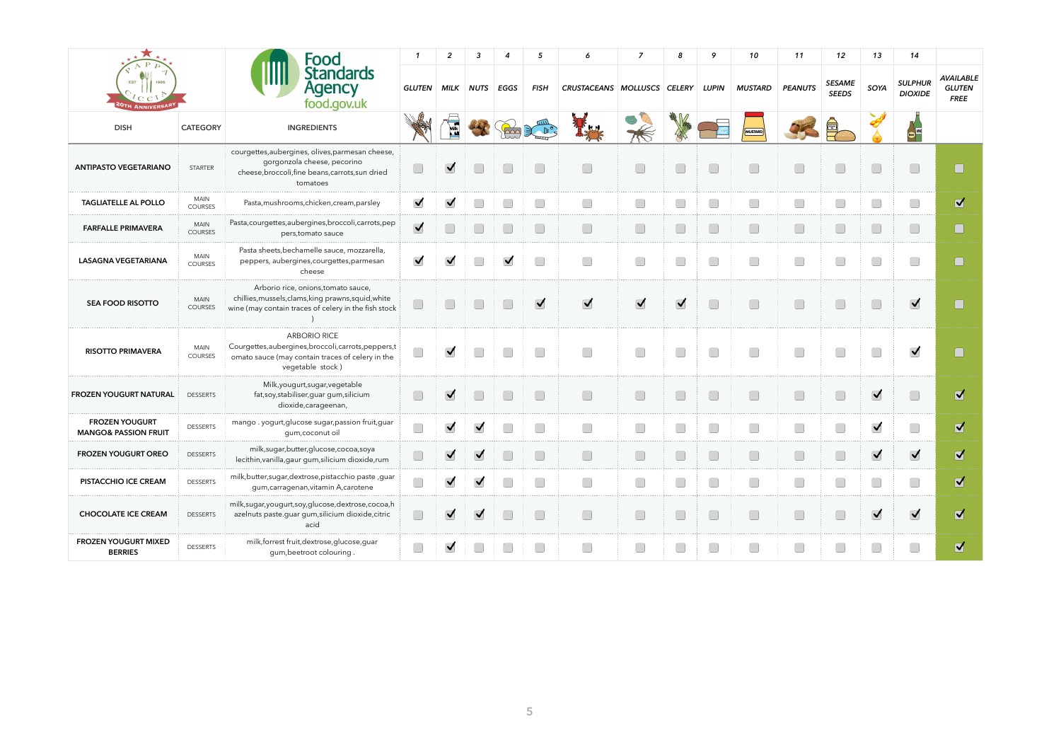| | | | 1 | 2 | 3 | 4 | 5 | 6 | 7 | 8 | 9 | 10 | 11 | 12 | 13 | 14 | |
|---|---|---|---|---|---|---|---|---|---|---|---|---|---|---|---|---|---|
| | | Food Standards Agency food.gov.uk | *GLUTEN* | *MILK* | *NUTS* | *EGGS* | *FISH* | *CRUSTACEANS* | *MOLLUSCS* | *CELERY* | *LUPIN* | *MUSTARD* | *PEANUTS* | *SESAME SEEDS* | *SOYA* | *SULPHUR DIOXIDE* | *AVAILABLE GLUTEN FREE* |
| DISH | CATEGORY | INGREDIENTS | | | | | | | | | | | | | | | |
| ANTIPASTO VEGETARIANO | STARTER | courgettes,aubergines, olives,parmesan cheese, gorgonzola cheese, pecorino cheese,broccoli,fine beans,carrots,sun dried tomatoes | | ✔ | | | | | | | | | | | | | |
| TAGLIATELLE AL POLLO | MAIN COURSES | Pasta,mushrooms,chicken,cream,parsley | ✔ | ✔ | | | | | | | | | | | | | ✔ |
| FARFALLE PRIMAVERA | MAIN COURSES | Pasta,courgettes,aubergines,broccoli,carrots,peppers,tomato sauce | ✔ | | | | | | | | | | | | | | |
| LASAGNA VEGETARIANA | MAIN COURSES | Pasta sheets,bechamelle sauce, mozzarella, peppers, aubergines,courgettes,parmesan cheese | ✔ | ✔ | | ✔ | | | | | | | | | | | |
| SEA FOOD RISOTTO | MAIN COURSES | Arborio rice, onions,tomato sauce, chillies,mussels,clams,king prawns,squid,white wine (may contain traces of celery in the fish stock ) | | | | | ✔ | ✔ | ✔ | ✔ | | | | | | ✔ | |
| RISOTTO PRIMAVERA | MAIN COURSES | ARBORIO RICE Courgettes,aubergines,broccoli,carrots,peppers,tomato sauce (may contain traces of celery in the vegetable stock ) | | ✔ | | | | | | | | | | | | ✔ | |
| FROZEN YOUGURT NATURAL | DESSERTS | Milk,yougurt,sugar,vegetable fat,soy,stabiliser,guar gum,silicium dioxide,carageenan, | | ✔ | | | | | | | | | | | ✔ | | ✔ |
| FROZEN YOUGURT MANGO& PASSION FRUIT | DESSERTS | mango . yogurt,glucose sugar,passion fruit,guar gum,coconut oil | | ✔ | ✔ | | | | | | | | | | ✔ | | ✔ |
| FROZEN YOUGURT OREO | DESSERTS | milk,sugar,butter,glucose,cocoa,soya lecithin,vanilla,gaur gum,silicium dioxide,rum | | ✔ | ✔ | | | | | | | | | | ✔ | ✔ | ✔ |
| PISTACCHIO ICE CREAM | DESSERTS | milk,butter,sugar,dextrose,pistacchio paste ,guar gum,carragenan,vitamin A,carotene | | ✔ | ✔ | | | | | | | | | | | | ✔ |
| CHOCOLATE ICE CREAM | DESSERTS | milk,sugar,yougurt,soy,glucose,dextrose,cocoa,hazelnuts paste.guar gum,silicium dioxide,citric acid | | ✔ | ✔ | | | | | | | | | | ✔ | ✔ | ✔ |
| FROZEN YOUGURT MIXED BERRIES | DESSERTS | milk,forrest fruit,dextrose,glucose,guar gum,beetroot colouring . | | ✔ | | | | | | | | | | | | | ✔ |